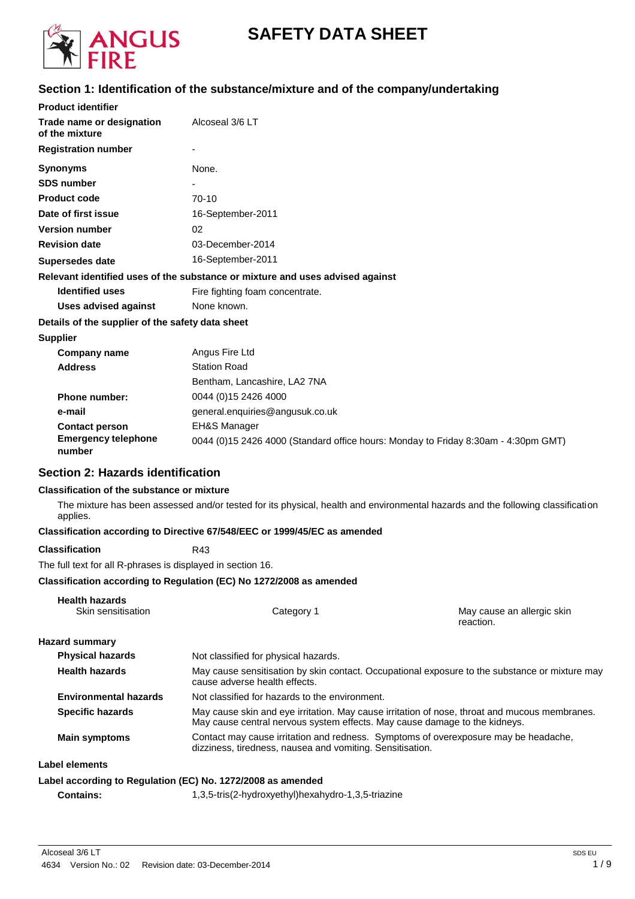# SAFETY DATA SHEET

## Section 1: Identification of the substance/mixture and of the company/undertaking

**Product identifier**

| | |
|---|---|
| **Trade name or designation of the mixture** | Alcoseal 3/6 LT |
| **Registration number** | - |
| **Synonyms** | None. |
| **SDS number** | - |
| **Product code** | 70-10 |
| **Date of first issue** | 16-September-2011 |
| **Version number** | 02 |
| **Revision date** | 03-December-2014 |
| **Supersedes date** | 16-September-2011 |

**Relevant identified uses of the substance or mixture and uses advised against**

| | |
|---|---|
| **Identified uses** | Fire fighting foam concentrate. |
| **Uses advised against** | None known. |

**Details of the supplier of the safety data sheet**

**Supplier**

| | |
|---|---|
| **Company name** | Angus Fire Ltd |
| **Address** | Station Road<br>Bentham, Lancashire, LA2 7NA |
| **Phone number:** | 0044 (0)15 2426 4000 |
| **e-mail** | general.enquiries@angusuk.co.uk |
| **Contact person** | EH&S Manager |
| **Emergency telephone number** | 0044 (0)15 2426 4000 (Standard office hours: Monday to Friday 8:30am - 4:30pm GMT) |

## Section 2: Hazards identification

**Classification of the substance or mixture**

The mixture has been assessed and/or tested for its physical, health and environmental hazards and the following classification applies.

**Classification according to Directive 67/548/EEC or 1999/45/EC as amended**

**Classification** R43

The full text for all R-phrases is displayed in section 16.

**Classification according to Regulation (EC) No 1272/2008 as amended**

**Health hazards**

| | | |
|---|---|---|
| Skin sensitisation | Category 1 | May cause an allergic skin reaction. |

**Hazard summary**

| | |
|---|---|
| **Physical hazards** | Not classified for physical hazards. |
| **Health hazards** | May cause sensitisation by skin contact. Occupational exposure to the substance or mixture may cause adverse health effects. |
| **Environmental hazards** | Not classified for hazards to the environment. |
| **Specific hazards** | May cause skin and eye irritation. May cause irritation of nose, throat and mucous membranes. May cause central nervous system effects. May cause damage to the kidneys. |
| **Main symptoms** | Contact may cause irritation and redness. Symptoms of overexposure may be headache, dizziness, tiredness, nausea and vomiting. Sensitisation. |

**Label elements**

**Label according to Regulation (EC) No. 1272/2008 as amended**

**Contains:** 1,3,5-tris(2-hydroxyethyl)hexahydro-1,3,5-triazine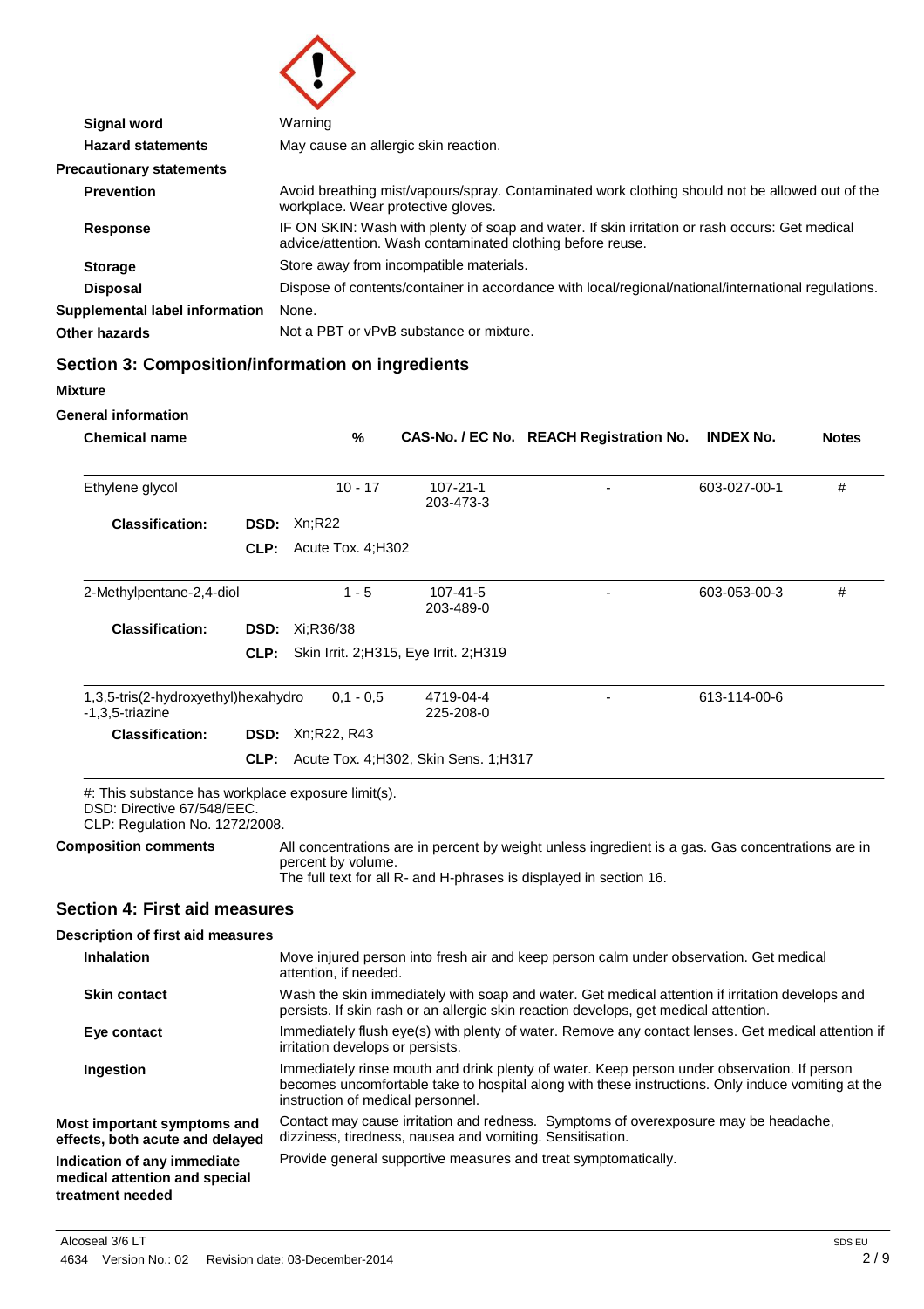| | |
|---|---|
| **Signal word** | Warning |
| **Hazard statements** | May cause an allergic skin reaction. |
| **Precautionary statements** | |
| **Prevention** | Avoid breathing mist/vapours/spray. Contaminated work clothing should not be allowed out of the workplace. Wear protective gloves. |
| **Response** | IF ON SKIN: Wash with plenty of soap and water. If skin irritation or rash occurs: Get medical advice/attention. Wash contaminated clothing before reuse. |
| **Storage** | Store away from incompatible materials. |
| **Disposal** | Dispose of contents/container in accordance with local/regional/national/international regulations. |
| **Supplemental label information** | None. |
| **Other hazards** | Not a PBT or vPvB substance or mixture. |

## Section 3: Composition/information on ingredients

**Mixture**

**General information**

| Chemical name | | % | CAS-No. / EC No. | REACH Registration No. | INDEX No. | Notes |
|---|---|---|---|---|---|---|
| Ethylene glycol | | 10 - 17 | 107-21-1<br>203-473-3 | - | 603-027-00-1 | # |
| **Classification:** | **DSD:** | Xn;R22 | | | | |
| | **CLP:** | Acute Tox. 4;H302 | | | | |
| 2-Methylpentane-2,4-diol | | 1 - 5 | 107-41-5<br>203-489-0 | - | 603-053-00-3 | # |
| **Classification:** | **DSD:** | Xi;R36/38 | | | | |
| | **CLP:** | Skin Irrit. 2;H315, Eye Irrit. 2;H319 | | | | |
| 1,3,5-tris(2-hydroxyethyl)hexahydro-1,3,5-triazine | | 0,1 - 0,5 | 4719-04-4<br>225-208-0 | - | 613-114-00-6 | |
| **Classification:** | **DSD:** | Xn;R22, R43 | | | | |
| | **CLP:** | Acute Tox. 4;H302, Skin Sens. 1;H317 | | | | |

#: This substance has workplace exposure limit(s).
DSD: Directive 67/548/EEC.
CLP: Regulation No. 1272/2008.

**Composition comments**

All concentrations are in percent by weight unless ingredient is a gas. Gas concentrations are in percent by volume.
The full text for all R- and H-phrases is displayed in section 16.

## Section 4: First aid measures

**Description of first aid measures**

| | |
|---|---|
| **Inhalation** | Move injured person into fresh air and keep person calm under observation. Get medical attention, if needed. |
| **Skin contact** | Wash the skin immediately with soap and water. Get medical attention if irritation develops and persists. If skin rash or an allergic skin reaction develops, get medical attention. |
| **Eye contact** | Immediately flush eye(s) with plenty of water. Remove any contact lenses. Get medical attention if irritation develops or persists. |
| **Ingestion** | Immediately rinse mouth and drink plenty of water. Keep person under observation. If person becomes uncomfortable take to hospital along with these instructions. Only induce vomiting at the instruction of medical personnel. |
| **Most important symptoms and effects, both acute and delayed** | Contact may cause irritation and redness. Symptoms of overexposure may be headache, dizziness, tiredness, nausea and vomiting. Sensitisation. |
| **Indication of any immediate medical attention and special treatment needed** | Provide general supportive measures and treat symptomatically. |

Alcoseal 3/6 LT
4634 Version No.: 02 Revision date: 03-December-2014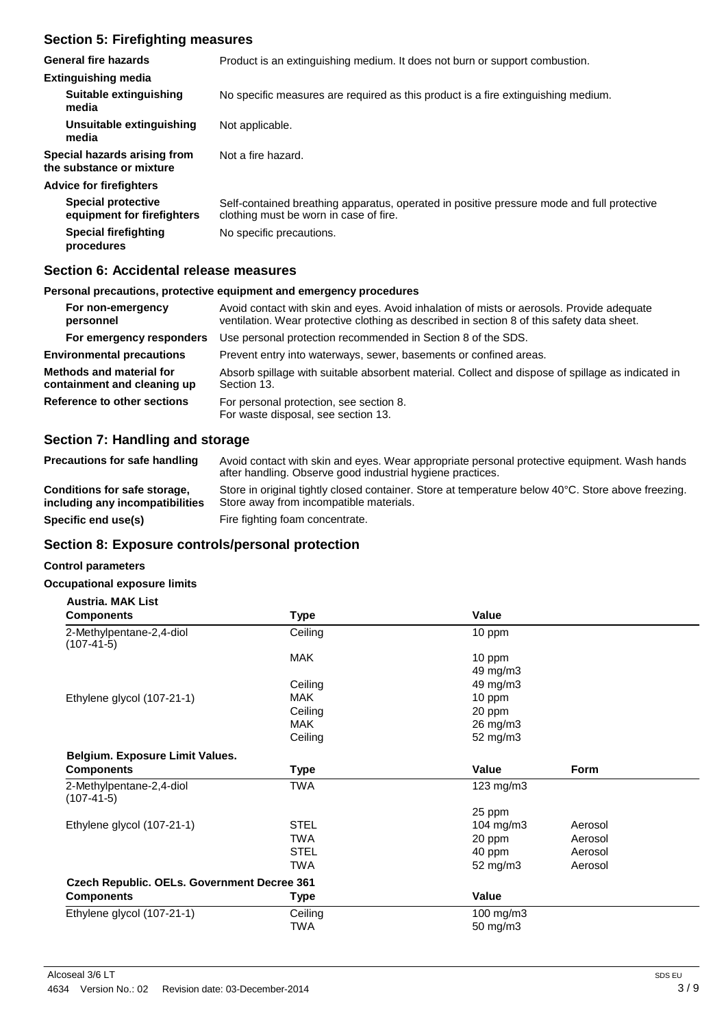## Section 5: Firefighting measures

| | |
|---|---|
| **General fire hazards** | Product is an extinguishing medium. It does not burn or support combustion. |
| **Extinguishing media** | |
| **Suitable extinguishing media** | No specific measures are required as this product is a fire extinguishing medium. |
| **Unsuitable extinguishing media** | Not applicable. |
| **Special hazards arising from the substance or mixture** | Not a fire hazard. |
| **Advice for firefighters** | |
| **Special protective equipment for firefighters** | Self-contained breathing apparatus, operated in positive pressure mode and full protective clothing must be worn in case of fire. |
| **Special firefighting procedures** | No specific precautions. |

## Section 6: Accidental release measures

**Personal precautions, protective equipment and emergency procedures**

| | |
|---|---|
| **For non-emergency personnel** | Avoid contact with skin and eyes. Avoid inhalation of mists or aerosols. Provide adequate ventilation. Wear protective clothing as described in section 8 of this safety data sheet. |
| **For emergency responders** | Use personal protection recommended in Section 8 of the SDS. |
| **Environmental precautions** | Prevent entry into waterways, sewer, basements or confined areas. |
| **Methods and material for containment and cleaning up** | Absorb spillage with suitable absorbent material. Collect and dispose of spillage as indicated in Section 13. |
| **Reference to other sections** | For personal protection, see section 8.<br>For waste disposal, see section 13. |

## Section 7: Handling and storage

| | |
|---|---|
| **Precautions for safe handling** | Avoid contact with skin and eyes. Wear appropriate personal protective equipment. Wash hands after handling. Observe good industrial hygiene practices. |
| **Conditions for safe storage, including any incompatibilities** | Store in original tightly closed container. Store at temperature below 40°C. Store above freezing. Store away from incompatible materials. |
| **Specific end use(s)** | Fire fighting foam concentrate. |

## Section 8: Exposure controls/personal protection

**Control parameters**

**Occupational exposure limits**

**Austria. MAK List**

| Components | Type | Value |
|---|---|---|
| 2-Methylpentane-2,4-diol (107-41-5) | Ceiling | 10 ppm |
| | MAK | 10 ppm |
| | | 49 mg/m3 |
| | Ceiling | 49 mg/m3 |
| Ethylene glycol (107-21-1) | MAK | 10 ppm |
| | Ceiling | 20 ppm |
| | MAK | 26 mg/m3 |
| | Ceiling | 52 mg/m3 |

**Belgium. Exposure Limit Values.**

| Components | Type | Value | Form |
|---|---|---|---|
| 2-Methylpentane-2,4-diol (107-41-5) | TWA | 123 mg/m3 | |
| | | 25 ppm | |
| Ethylene glycol (107-21-1) | STEL | 104 mg/m3 | Aerosol |
| | TWA | 20 ppm | Aerosol |
| | STEL | 40 ppm | Aerosol |
| | TWA | 52 mg/m3 | Aerosol |

**Czech Republic. OELs. Government Decree 361**

| Components | Type | Value |
|---|---|---|
| Ethylene glycol (107-21-1) | Ceiling | 100 mg/m3 |
| | TWA | 50 mg/m3 |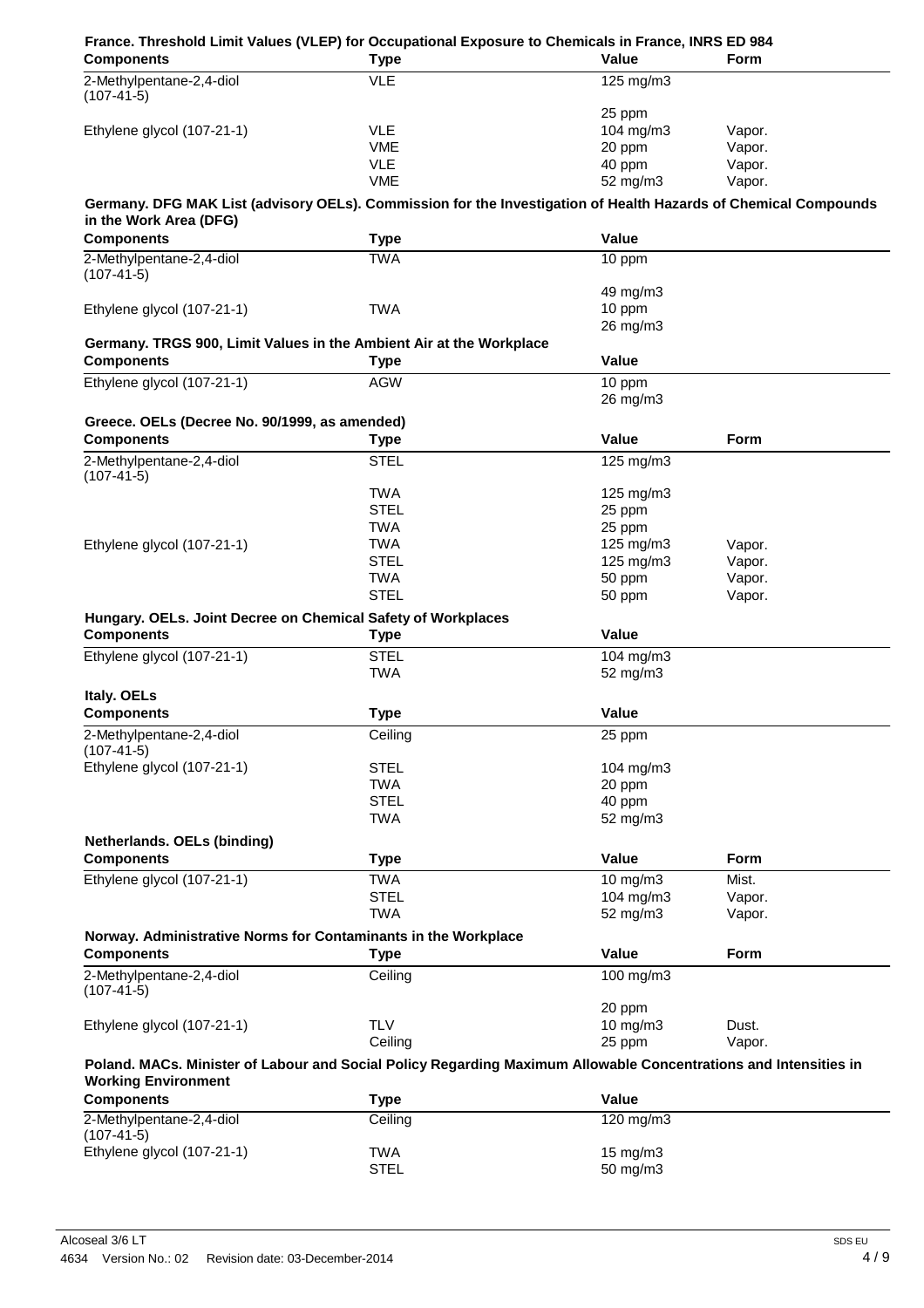**France. Threshold Limit Values (VLEP) for Occupational Exposure to Chemicals in France, INRS ED 984**

| Components | Type | Value | Form |
|---|---|---|---|
| 2-Methylpentane-2,4-diol (107-41-5) | VLE | 125 mg/m3 | |
| | | 25 ppm | |
| Ethylene glycol (107-21-1) | VLE | 104 mg/m3 | Vapor. |
| | VME | 20 ppm | Vapor. |
| | VLE | 40 ppm | Vapor. |
| | VME | 52 mg/m3 | Vapor. |

**Germany. DFG MAK List (advisory OELs). Commission for the Investigation of Health Hazards of Chemical Compounds in the Work Area (DFG)**

| Components | Type | Value |
|---|---|---|
| 2-Methylpentane-2,4-diol (107-41-5) | TWA | 10 ppm |
| | | 49 mg/m3 |
| Ethylene glycol (107-21-1) | TWA | 10 ppm |
| | | 26 mg/m3 |

**Germany. TRGS 900, Limit Values in the Ambient Air at the Workplace**

| Components | Type | Value |
|---|---|---|
| Ethylene glycol (107-21-1) | AGW | 10 ppm |
| | | 26 mg/m3 |

**Greece. OELs (Decree No. 90/1999, as amended)**

| Components | Type | Value | Form |
|---|---|---|---|
| 2-Methylpentane-2,4-diol (107-41-5) | STEL | 125 mg/m3 | |
| | TWA | 125 mg/m3 | |
| | STEL | 25 ppm | |
| | TWA | 25 ppm | |
| Ethylene glycol (107-21-1) | TWA | 125 mg/m3 | Vapor. |
| | STEL | 125 mg/m3 | Vapor. |
| | TWA | 50 ppm | Vapor. |
| | STEL | 50 ppm | Vapor. |

**Hungary. OELs. Joint Decree on Chemical Safety of Workplaces**

| Components | Type | Value |
|---|---|---|
| Ethylene glycol (107-21-1) | STEL | 104 mg/m3 |
| | TWA | 52 mg/m3 |

**Italy. OELs**

| Components | Type | Value |
|---|---|---|
| 2-Methylpentane-2,4-diol (107-41-5) | Ceiling | 25 ppm |
| Ethylene glycol (107-21-1) | STEL | 104 mg/m3 |
| | TWA | 20 ppm |
| | STEL | 40 ppm |
| | TWA | 52 mg/m3 |

**Netherlands. OELs (binding)**

| Components | Type | Value | Form |
|---|---|---|---|
| Ethylene glycol (107-21-1) | TWA | 10 mg/m3 | Mist. |
| | STEL | 104 mg/m3 | Vapor. |
| | TWA | 52 mg/m3 | Vapor. |

**Norway. Administrative Norms for Contaminants in the Workplace**

| Components | Type | Value | Form |
|---|---|---|---|
| 2-Methylpentane-2,4-diol (107-41-5) | Ceiling | 100 mg/m3 | |
| | | 20 ppm | |
| Ethylene glycol (107-21-1) | TLV | 10 mg/m3 | Dust. |
| | Ceiling | 25 ppm | Vapor. |

**Poland. MACs. Minister of Labour and Social Policy Regarding Maximum Allowable Concentrations and Intensities in Working Environment**

| Components | Type | Value |
|---|---|---|
| 2-Methylpentane-2,4-diol (107-41-5) | Ceiling | 120 mg/m3 |
| Ethylene glycol (107-21-1) | TWA | 15 mg/m3 |
| | STEL | 50 mg/m3 |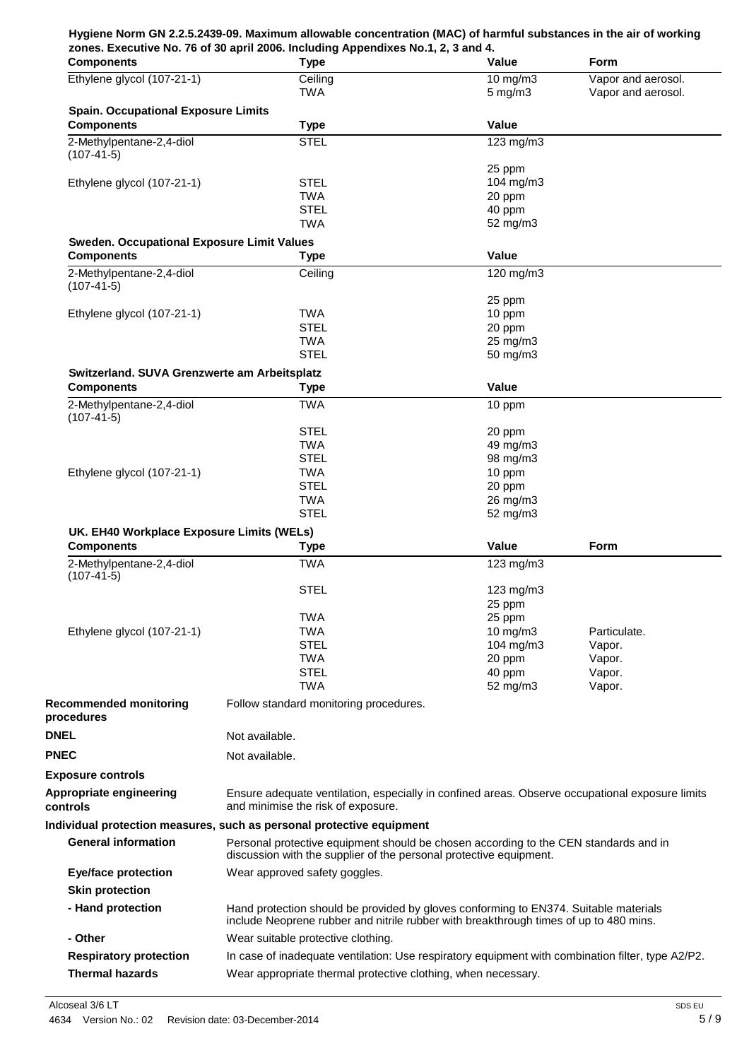**Hygiene Norm GN 2.2.5.2439-09. Maximum allowable concentration (MAC) of harmful substances in the air of working zones. Executive No. 76 of 30 april 2006. Including Appendixes No.1, 2, 3 and 4.**

| Components | Type | Value | Form |
|---|---|---|---|
| Ethylene glycol (107-21-1) | Ceiling | 10 mg/m3 | Vapor and aerosol. |
| | TWA | 5 mg/m3 | Vapor and aerosol. |

**Spain. Occupational Exposure Limits**

| Components | Type | Value |
|---|---|---|
| 2-Methylpentane-2,4-diol (107-41-5) | STEL | 123 mg/m3 |
| | | 25 ppm |
| Ethylene glycol (107-21-1) | STEL | 104 mg/m3 |
| | TWA | 20 ppm |
| | STEL | 40 ppm |
| | TWA | 52 mg/m3 |

**Sweden. Occupational Exposure Limit Values**

| Components | Type | Value |
|---|---|---|
| 2-Methylpentane-2,4-diol (107-41-5) | Ceiling | 120 mg/m3 |
| | | 25 ppm |
| Ethylene glycol (107-21-1) | TWA | 10 ppm |
| | STEL | 20 ppm |
| | TWA | 25 mg/m3 |
| | STEL | 50 mg/m3 |

**Switzerland. SUVA Grenzwerte am Arbeitsplatz**

| Components | Type | Value |
|---|---|---|
| 2-Methylpentane-2,4-diol (107-41-5) | TWA | 10 ppm |
| | STEL | 20 ppm |
| | TWA | 49 mg/m3 |
| | STEL | 98 mg/m3 |
| Ethylene glycol (107-21-1) | TWA | 10 ppm |
| | STEL | 20 ppm |
| | TWA | 26 mg/m3 |
| | STEL | 52 mg/m3 |

**UK. EH40 Workplace Exposure Limits (WELs)**

| Components | Type | Value | Form |
|---|---|---|---|
| 2-Methylpentane-2,4-diol (107-41-5) | TWA | 123 mg/m3 | |
| | STEL | 123 mg/m3 | |
| | | 25 ppm | |
| | TWA | 25 ppm | |
| Ethylene glycol (107-21-1) | TWA | 10 mg/m3 | Particulate. |
| | STEL | 104 mg/m3 | Vapor. |
| | TWA | 20 ppm | Vapor. |
| | STEL | 40 ppm | Vapor. |
| | TWA | 52 mg/m3 | Vapor. |

**Recommended monitoring procedures**
Follow standard monitoring procedures.

**DNEL**
Not available.

**PNEC**
Not available.

**Exposure controls**

**Appropriate engineering controls**
Ensure adequate ventilation, especially in confined areas. Observe occupational exposure limits and minimise the risk of exposure.

**Individual protection measures, such as personal protective equipment**

**General information**
Personal protective equipment should be chosen according to the CEN standards and in discussion with the supplier of the personal protective equipment.

**Eye/face protection**
Wear approved safety goggles.

**Skin protection**

**- Hand protection**
Hand protection should be provided by gloves conforming to EN374. Suitable materials include Neoprene rubber and nitrile rubber with breakthrough times of up to 480 mins.

**- Other**
Wear suitable protective clothing.

**Respiratory protection**
In case of inadequate ventilation: Use respiratory equipment with combination filter, type A2/P2.

**Thermal hazards**
Wear appropriate thermal protective clothing, when necessary.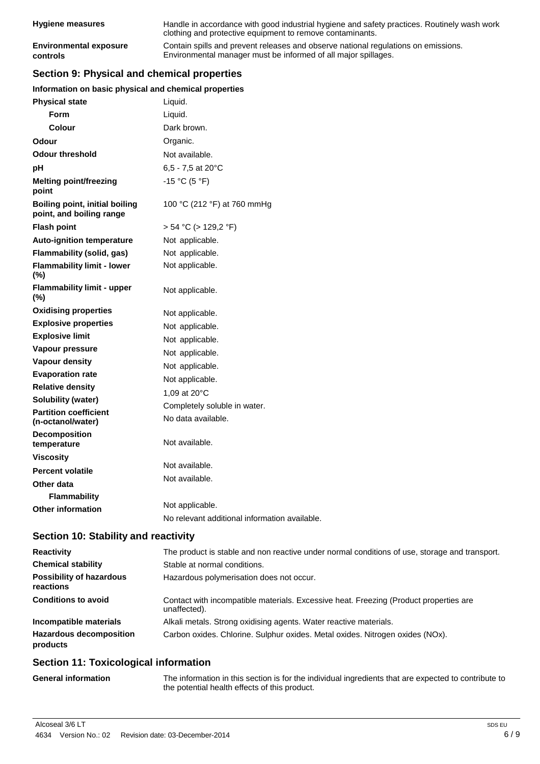| | |
|---|---|
| **Hygiene measures** | Handle in accordance with good industrial hygiene and safety practices. Routinely wash work clothing and protective equipment to remove contaminants. |
| **Environmental exposure controls** | Contain spills and prevent releases and observe national regulations on emissions. Environmental manager must be informed of all major spillages. |

## Section 9: Physical and chemical properties

### Information on basic physical and chemical properties

| | |
|---|---|
| **Physical state** | Liquid. |
| **Form** | Liquid. |
| **Colour** | Dark brown. |
| **Odour** | Organic. |
| **Odour threshold** | Not available. |
| **pH** | 6,5 - 7,5 at 20°C |
| **Melting point/freezing point** | -15 °C (5 °F) |
| **Boiling point, initial boiling point, and boiling range** | 100 °C (212 °F) at 760 mmHg |
| **Flash point** | > 54 °C (> 129,2 °F) |
| **Auto-ignition temperature** | Not applicable. |
| **Flammability (solid, gas)** | Not applicable. |
| **Flammability limit - lower (%)** | Not applicable. |
| **Flammability limit - upper (%)** | Not applicable. |
| **Oxidising properties** | Not applicable. |
| **Explosive properties** | Not applicable. |
| **Explosive limit** | Not applicable. |
| **Vapour pressure** | Not applicable. |
| **Vapour density** | Not applicable. |
| **Evaporation rate** | Not applicable. |
| **Relative density** | 1,09 at 20°C |
| **Solubility (water)** | Completely soluble in water. |
| **Partition coefficient (n-octanol/water)** | No data available. |
| **Decomposition temperature** | Not available. |
| **Viscosity** | Not available. |
| **Percent volatile** | Not available. |
| **Other data** | |
| **Flammability** | Not applicable. |
| **Other information** | No relevant additional information available. |

## Section 10: Stability and reactivity

| | |
|---|---|
| **Reactivity** | The product is stable and non reactive under normal conditions of use, storage and transport. |
| **Chemical stability** | Stable at normal conditions. |
| **Possibility of hazardous reactions** | Hazardous polymerisation does not occur. |
| **Conditions to avoid** | Contact with incompatible materials. Excessive heat. Freezing (Product properties are unaffected). |
| **Incompatible materials** | Alkali metals. Strong oxidising agents. Water reactive materials. |
| **Hazardous decomposition products** | Carbon oxides. Chlorine. Sulphur oxides. Metal oxides. Nitrogen oxides (NOx). |

## Section 11: Toxicological information

| | |
|---|---|
| **General information** | The information in this section is for the individual ingredients that are expected to contribute to the potential health effects of this product. |

Alcoseal 3/6 LT
4634 Version No.: 02 Revision date: 03-December-2014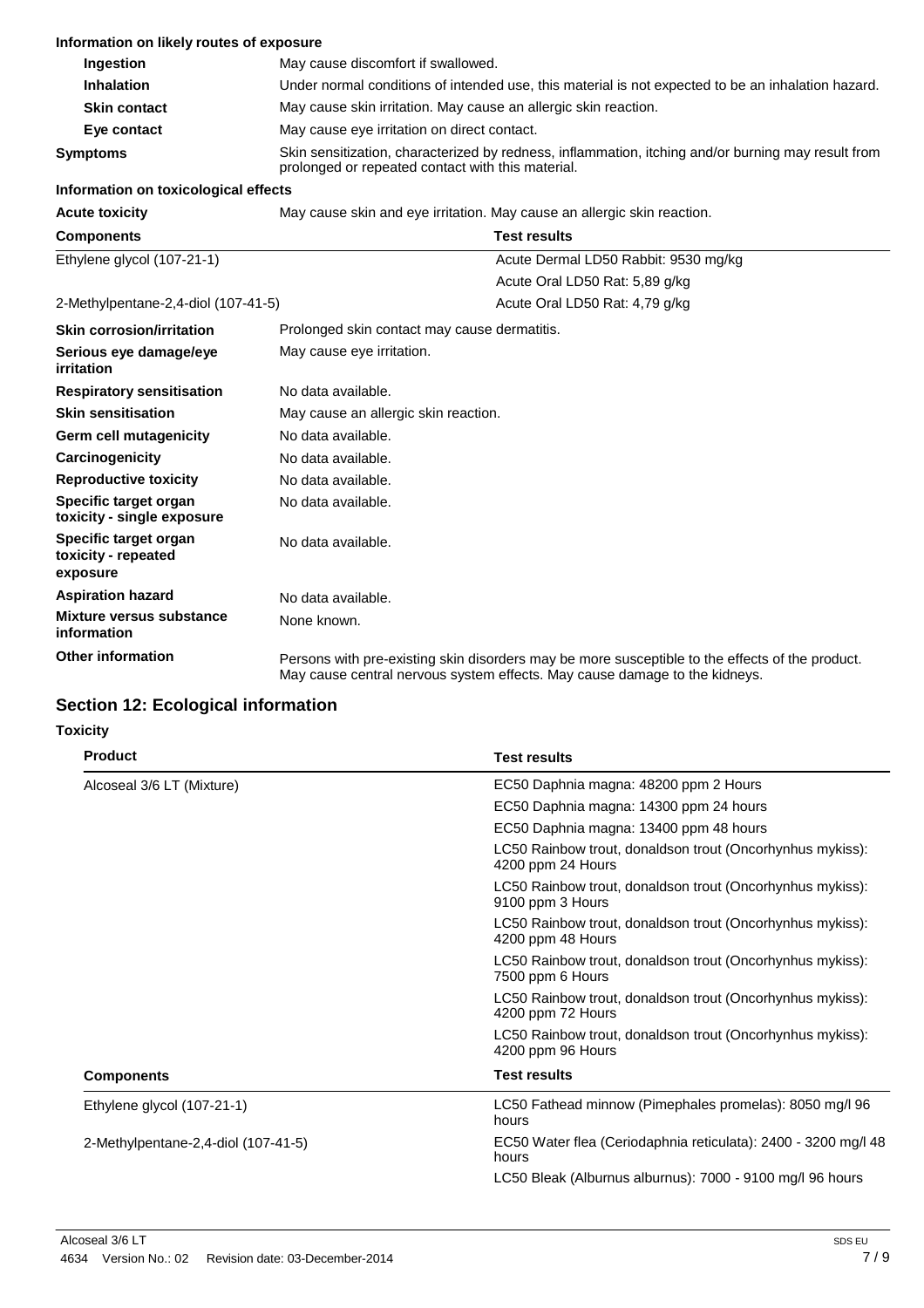**Information on likely routes of exposure**

| | |
|---|---|
| **Ingestion** | May cause discomfort if swallowed. |
| **Inhalation** | Under normal conditions of intended use, this material is not expected to be an inhalation hazard. |
| **Skin contact** | May cause skin irritation. May cause an allergic skin reaction. |
| **Eye contact** | May cause eye irritation on direct contact. |
| **Symptoms** | Skin sensitization, characterized by redness, inflammation, itching and/or burning may result from prolonged or repeated contact with this material. |

**Information on toxicological effects**

**Acute toxicity** May cause skin and eye irritation. May cause an allergic skin reaction.

| Components | Test results |
|---|---|
| Ethylene glycol (107-21-1) | Acute Dermal LD50 Rabbit: 9530 mg/kg |
| | Acute Oral LD50 Rat: 5,89 g/kg |
| 2-Methylpentane-2,4-diol (107-41-5) | Acute Oral LD50 Rat: 4,79 g/kg |

| | |
|---|---|
| **Skin corrosion/irritation** | Prolonged skin contact may cause dermatitis. |
| **Serious eye damage/eye irritation** | May cause eye irritation. |
| **Respiratory sensitisation** | No data available. |
| **Skin sensitisation** | May cause an allergic skin reaction. |
| **Germ cell mutagenicity** | No data available. |
| **Carcinogenicity** | No data available. |
| **Reproductive toxicity** | No data available. |
| **Specific target organ toxicity - single exposure** | No data available. |
| **Specific target organ toxicity - repeated exposure** | No data available. |
| **Aspiration hazard** | No data available. |
| **Mixture versus substance information** | None known. |
| **Other information** | Persons with pre-existing skin disorders may be more susceptible to the effects of the product. May cause central nervous system effects. May cause damage to the kidneys. |

## Section 12: Ecological information

**Toxicity**

| Product | Test results |
|---|---|
| Alcoseal 3/6 LT (Mixture) | EC50 Daphnia magna: 48200 ppm 2 Hours |
| | EC50 Daphnia magna: 14300 ppm 24 hours |
| | EC50 Daphnia magna: 13400 ppm 48 hours |
| | LC50 Rainbow trout, donaldson trout (Oncorhynhus mykiss): 4200 ppm 24 Hours |
| | LC50 Rainbow trout, donaldson trout (Oncorhynhus mykiss): 9100 ppm 3 Hours |
| | LC50 Rainbow trout, donaldson trout (Oncorhynhus mykiss): 4200 ppm 48 Hours |
| | LC50 Rainbow trout, donaldson trout (Oncorhynhus mykiss): 7500 ppm 6 Hours |
| | LC50 Rainbow trout, donaldson trout (Oncorhynhus mykiss): 4200 ppm 72 Hours |
| | LC50 Rainbow trout, donaldson trout (Oncorhynhus mykiss): 4200 ppm 96 Hours |

| Components | Test results |
|---|---|
| Ethylene glycol (107-21-1) | LC50 Fathead minnow (Pimephales promelas): 8050 mg/l 96 hours |
| 2-Methylpentane-2,4-diol (107-41-5) | EC50 Water flea (Ceriodaphnia reticulata): 2400 - 3200 mg/l 48 hours |
| | LC50 Bleak (Alburnus alburnus): 7000 - 9100 mg/l 96 hours |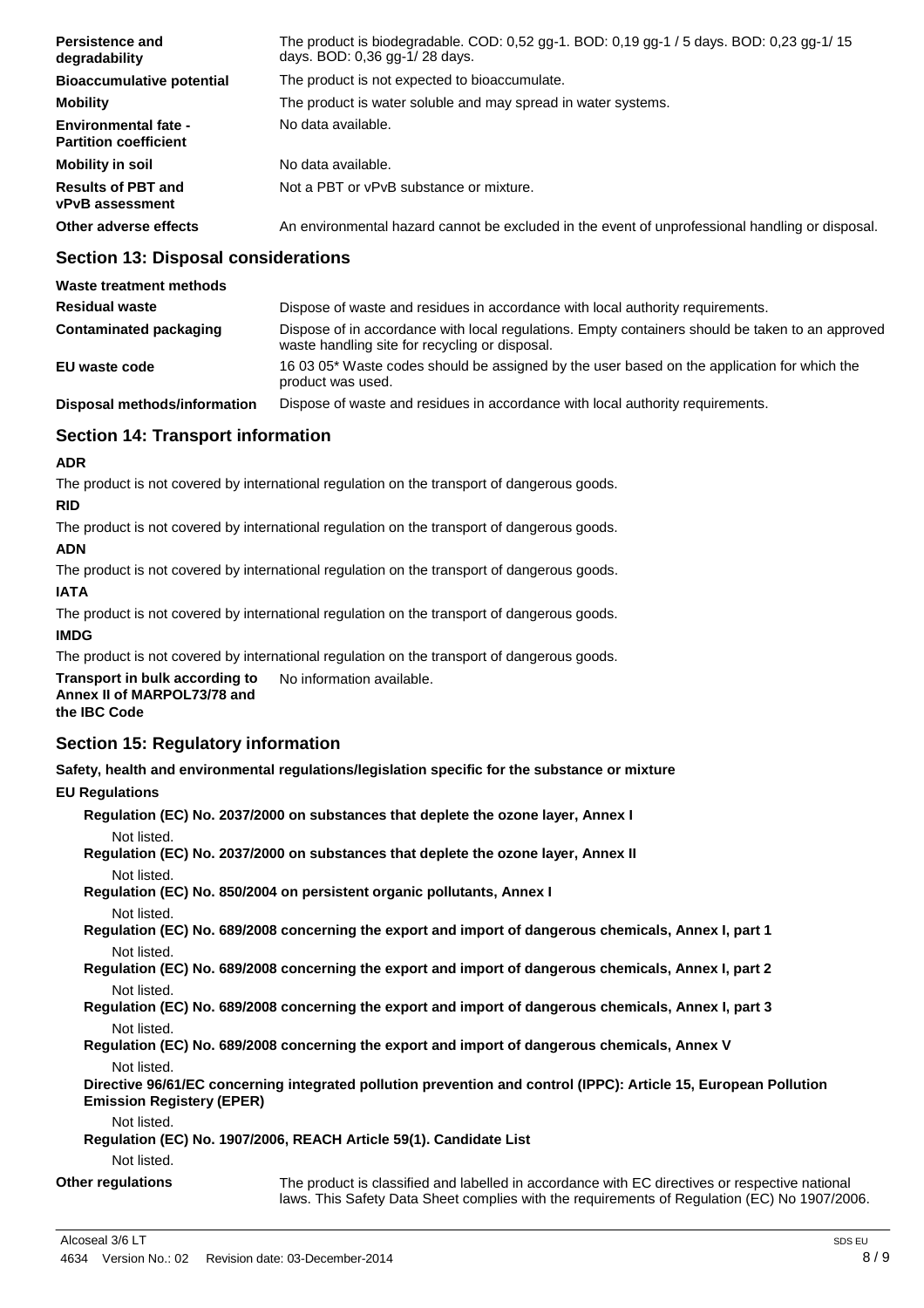| | |
|---|---|
| **Persistence and degradability** | The product is biodegradable. COD: 0,52 gg-1. BOD: 0,19 gg-1 / 5 days. BOD: 0,23 gg-1/ 15 days. BOD: 0,36 gg-1/ 28 days. |
| **Bioaccumulative potential** | The product is not expected to bioaccumulate. |
| **Mobility** | The product is water soluble and may spread in water systems. |
| **Environmental fate - Partition coefficient** | No data available. |
| **Mobility in soil** | No data available. |
| **Results of PBT and vPvB assessment** | Not a PBT or vPvB substance or mixture. |
| **Other adverse effects** | An environmental hazard cannot be excluded in the event of unprofessional handling or disposal. |

## Section 13: Disposal considerations

**Waste treatment methods**

| | |
|---|---|
| **Residual waste** | Dispose of waste and residues in accordance with local authority requirements. |
| **Contaminated packaging** | Dispose of in accordance with local regulations. Empty containers should be taken to an approved waste handling site for recycling or disposal. |
| **EU waste code** | 16 03 05* Waste codes should be assigned by the user based on the application for which the product was used. |
| **Disposal methods/information** | Dispose of waste and residues in accordance with local authority requirements. |

## Section 14: Transport information

**ADR**

The product is not covered by international regulation on the transport of dangerous goods.

**RID**

The product is not covered by international regulation on the transport of dangerous goods.

**ADN**

The product is not covered by international regulation on the transport of dangerous goods.

**IATA**

The product is not covered by international regulation on the transport of dangerous goods.

**IMDG**

The product is not covered by international regulation on the transport of dangerous goods.

**Transport in bulk according to Annex II of MARPOL73/78 and the IBC Code** No information available.

## Section 15: Regulatory information

**Safety, health and environmental regulations/legislation specific for the substance or mixture**

**EU Regulations**

**Regulation (EC) No. 2037/2000 on substances that deplete the ozone layer, Annex I**

Not listed.

**Regulation (EC) No. 2037/2000 on substances that deplete the ozone layer, Annex II**

Not listed.

**Regulation (EC) No. 850/2004 on persistent organic pollutants, Annex I**

Not listed.

**Regulation (EC) No. 689/2008 concerning the export and import of dangerous chemicals, Annex I, part 1**

Not listed.

**Regulation (EC) No. 689/2008 concerning the export and import of dangerous chemicals, Annex I, part 2**

Not listed.

**Regulation (EC) No. 689/2008 concerning the export and import of dangerous chemicals, Annex I, part 3**

Not listed.

**Regulation (EC) No. 689/2008 concerning the export and import of dangerous chemicals, Annex V**

Not listed.

**Directive 96/61/EC concerning integrated pollution prevention and control (IPPC): Article 15, European Pollution Emission Registery (EPER)**

Not listed.

**Regulation (EC) No. 1907/2006, REACH Article 59(1). Candidate List**

Not listed.

**Other regulations** The product is classified and labelled in accordance with EC directives or respective national laws. This Safety Data Sheet complies with the requirements of Regulation (EC) No 1907/2006.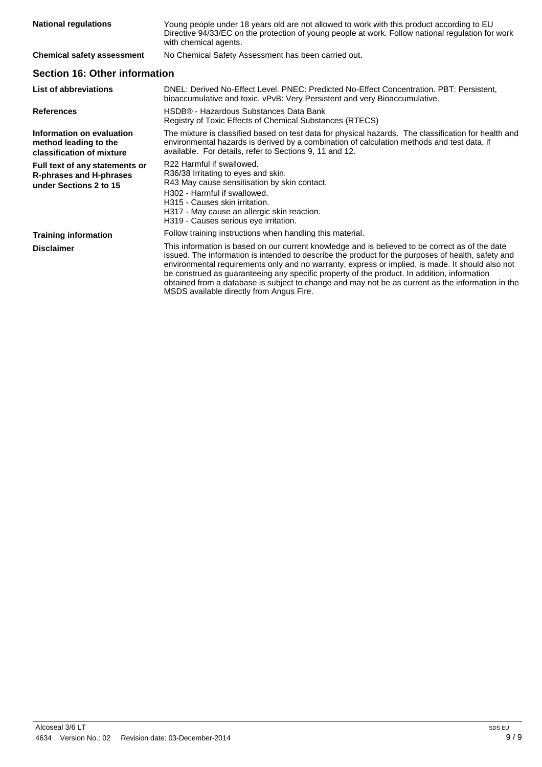**National regulations** Young people under 18 years old are not allowed to work with this product according to EU Directive 94/33/EC on the protection of young people at work. Follow national regulation for work with chemical agents.

**Chemical safety assessment** No Chemical Safety Assessment has been carried out.

## Section 16: Other information

**List of abbreviations** DNEL: Derived No-Effect Level. PNEC: Predicted No-Effect Concentration. PBT: Persistent, bioaccumulative and toxic. vPvB: Very Persistent and very Bioaccumulative.

**References** HSDB® - Hazardous Substances Data Bank
Registry of Toxic Effects of Chemical Substances (RTECS)

**Information on evaluation method leading to the classification of mixture** The mixture is classified based on test data for physical hazards. The classification for health and environmental hazards is derived by a combination of calculation methods and test data, if available. For details, refer to Sections 9, 11 and 12.

**Full text of any statements or R-phrases and H-phrases under Sections 2 to 15**

R22 Harmful if swallowed.
R36/38 Irritating to eyes and skin.
R43 May cause sensitisation by skin contact.
H302 - Harmful if swallowed.
H315 - Causes skin irritation.
H317 - May cause an allergic skin reaction.
H319 - Causes serious eye irritation.

**Training information** Follow training instructions when handling this material.

**Disclaimer** This information is based on our current knowledge and is believed to be correct as of the date issued. The information is intended to describe the product for the purposes of health, safety and environmental requirements only and no warranty, express or implied, is made. It should also not be construed as guaranteeing any specific property of the product. In addition, information obtained from a database is subject to change and may not be as current as the information in the MSDS available directly from Angus Fire.